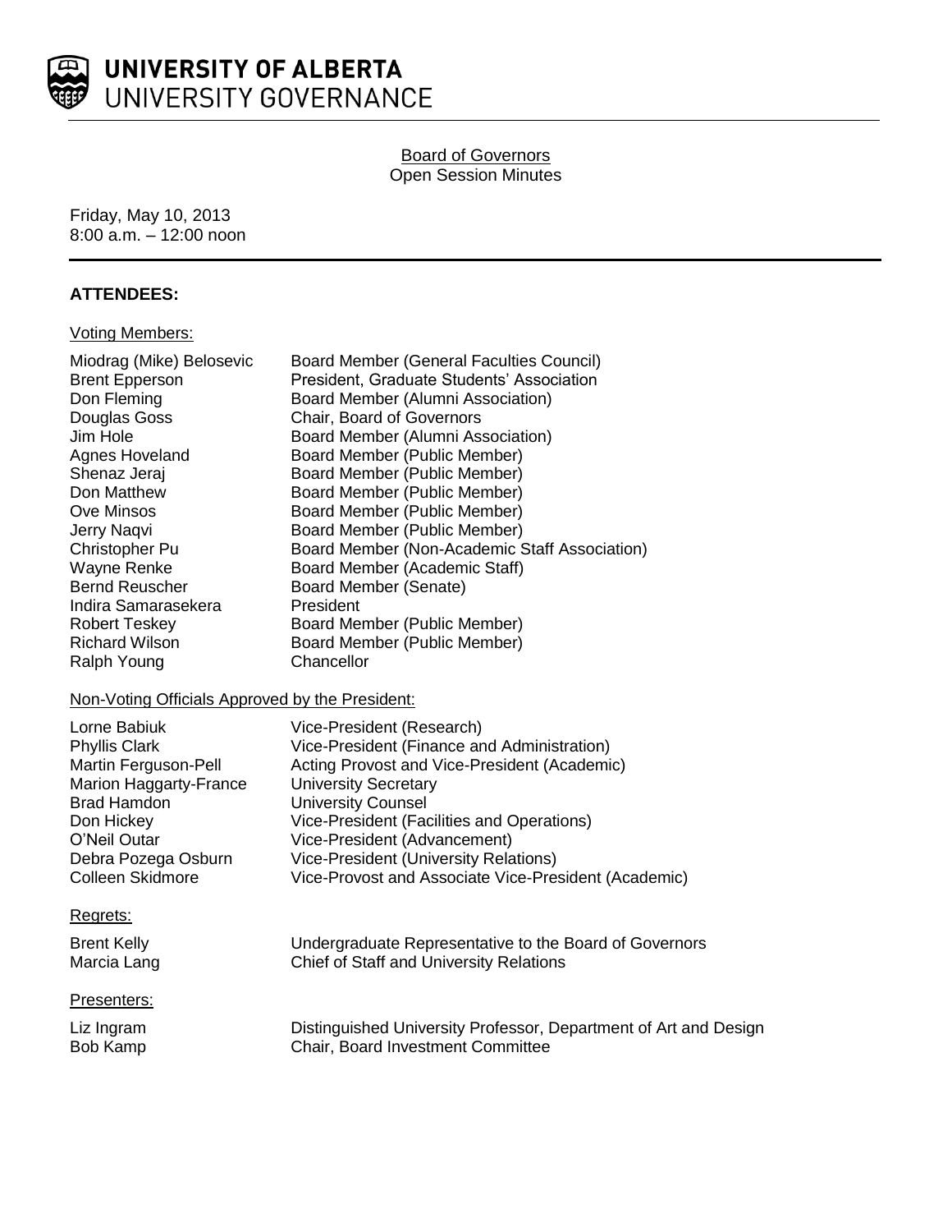# UNIVERSITY OF ALBERTA
## UNIVERSITY GOVERNANCE

Board of Governors
Open Session Minutes

Friday, May 10, 2013
8:00 a.m. – 12:00 noon

## ATTENDEES:

Voting Members:

| | |
|---|---|
| Miodrag (Mike) Belosevic | Board Member (General Faculties Council) |
| Brent Epperson | President, Graduate Students' Association |
| Don Fleming | Board Member (Alumni Association) |
| Douglas Goss | Chair, Board of Governors |
| Jim Hole | Board Member (Alumni Association) |
| Agnes Hoveland | Board Member (Public Member) |
| Shenaz Jeraj | Board Member (Public Member) |
| Don Matthew | Board Member (Public Member) |
| Ove Minsos | Board Member (Public Member) |
| Jerry Naqvi | Board Member (Public Member) |
| Christopher Pu | Board Member (Non-Academic Staff Association) |
| Wayne Renke | Board Member (Academic Staff) |
| Bernd Reuscher | Board Member (Senate) |
| Indira Samarasekera | President |
| Robert Teskey | Board Member (Public Member) |
| Richard Wilson | Board Member (Public Member) |
| Ralph Young | Chancellor |

Non-Voting Officials Approved by the President:

| | |
|---|---|
| Lorne Babiuk | Vice-President (Research) |
| Phyllis Clark | Vice-President (Finance and Administration) |
| Martin Ferguson-Pell | Acting Provost and Vice-President (Academic) |
| Marion Haggarty-France | University Secretary |
| Brad Hamdon | University Counsel |
| Don Hickey | Vice-President (Facilities and Operations) |
| O'Neil Outar | Vice-President (Advancement) |
| Debra Pozega Osburn | Vice-President (University Relations) |
| Colleen Skidmore | Vice-Provost and Associate Vice-President (Academic) |

Regrets:

| | |
|---|---|
| Brent Kelly | Undergraduate Representative to the Board of Governors |
| Marcia Lang | Chief of Staff and University Relations |

Presenters:

| | |
|---|---|
| Liz Ingram | Distinguished University Professor, Department of Art and Design |
| Bob Kamp | Chair, Board Investment Committee |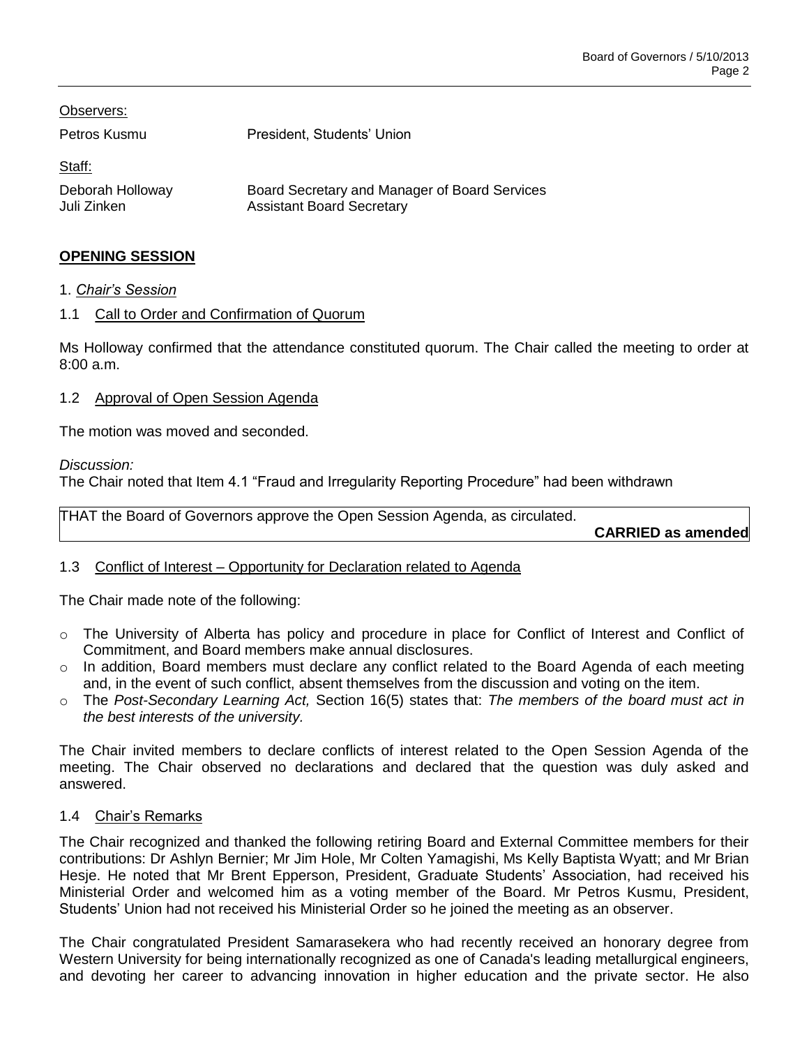Observers:

| | |
|---|---|
| Petros Kusmu | President, Students' Union |

Staff:

| | |
|---|---|
| Deborah Holloway | Board Secretary and Manager of Board Services |
| Juli Zinken | Assistant Board Secretary |

## OPENING SESSION

### 1. *Chair's Session*

#### 1.1 Call to Order and Confirmation of Quorum

Ms Holloway confirmed that the attendance constituted quorum. The Chair called the meeting to order at 8:00 a.m.

#### 1.2 Approval of Open Session Agenda

The motion was moved and seconded.

*Discussion:*
The Chair noted that Item 4.1 "Fraud and Irregularity Reporting Procedure" had been withdrawn

THAT the Board of Governors approve the Open Session Agenda, as circulated.

**CARRIED as amended**

#### 1.3 Conflict of Interest – Opportunity for Declaration related to Agenda

The Chair made note of the following:

- The University of Alberta has policy and procedure in place for Conflict of Interest and Conflict of Commitment, and Board members make annual disclosures.
- In addition, Board members must declare any conflict related to the Board Agenda of each meeting and, in the event of such conflict, absent themselves from the discussion and voting on the item.
- The *Post-Secondary Learning Act,* Section 16(5) states that: *The members of the board must act in the best interests of the university.*

The Chair invited members to declare conflicts of interest related to the Open Session Agenda of the meeting. The Chair observed no declarations and declared that the question was duly asked and answered.

#### 1.4 Chair's Remarks

The Chair recognized and thanked the following retiring Board and External Committee members for their contributions: Dr Ashlyn Bernier; Mr Jim Hole, Mr Colten Yamagishi, Ms Kelly Baptista Wyatt; and Mr Brian Hesje. He noted that Mr Brent Epperson, President, Graduate Students' Association, had received his Ministerial Order and welcomed him as a voting member of the Board. Mr Petros Kusmu, President, Students' Union had not received his Ministerial Order so he joined the meeting as an observer.

The Chair congratulated President Samarasekera who had recently received an honorary degree from Western University for being internationally recognized as one of Canada's leading metallurgical engineers, and devoting her career to advancing innovation in higher education and the private sector. He also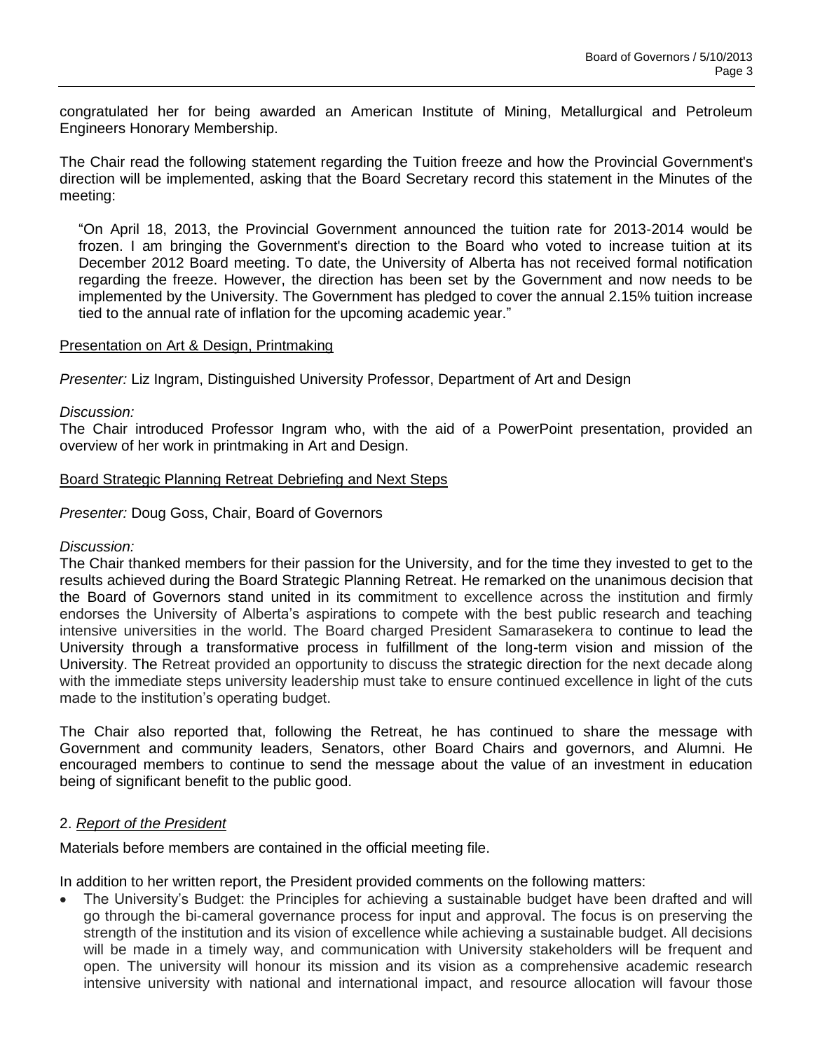congratulated her for being awarded an American Institute of Mining, Metallurgical and Petroleum Engineers Honorary Membership.

The Chair read the following statement regarding the Tuition freeze and how the Provincial Government's direction will be implemented, asking that the Board Secretary record this statement in the Minutes of the meeting:

> "On April 18, 2013, the Provincial Government announced the tuition rate for 2013-2014 would be frozen. I am bringing the Government's direction to the Board who voted to increase tuition at its December 2012 Board meeting. To date, the University of Alberta has not received formal notification regarding the freeze. However, the direction has been set by the Government and now needs to be implemented by the University. The Government has pledged to cover the annual 2.15% tuition increase tied to the annual rate of inflation for the upcoming academic year."

<u>Presentation on Art & Design, Printmaking</u>

*Presenter:* Liz Ingram, Distinguished University Professor, Department of Art and Design

*Discussion:*
The Chair introduced Professor Ingram who, with the aid of a PowerPoint presentation, provided an overview of her work in printmaking in Art and Design.

<u>Board Strategic Planning Retreat Debriefing and Next Steps</u>

*Presenter:* Doug Goss, Chair, Board of Governors

*Discussion:*
The Chair thanked members for their passion for the University, and for the time they invested to get to the results achieved during the Board Strategic Planning Retreat. He remarked on the unanimous decision that the Board of Governors stand united in its commitment to excellence across the institution and firmly endorses the University of Alberta's aspirations to compete with the best public research and teaching intensive universities in the world. The Board charged President Samarasekera to continue to lead the University through a transformative process in fulfillment of the long-term vision and mission of the University. The Retreat provided an opportunity to discuss the strategic direction for the next decade along with the immediate steps university leadership must take to ensure continued excellence in light of the cuts made to the institution's operating budget.

The Chair also reported that, following the Retreat, he has continued to share the message with Government and community leaders, Senators, other Board Chairs and governors, and Alumni. He encouraged members to continue to send the message about the value of an investment in education being of significant benefit to the public good.

2. *<u>Report of the President</u>*

Materials before members are contained in the official meeting file.

In addition to her written report, the President provided comments on the following matters:

- The University's Budget: the Principles for achieving a sustainable budget have been drafted and will go through the bi-cameral governance process for input and approval. The focus is on preserving the strength of the institution and its vision of excellence while achieving a sustainable budget. All decisions will be made in a timely way, and communication with University stakeholders will be frequent and open. The university will honour its mission and its vision as a comprehensive academic research intensive university with national and international impact, and resource allocation will favour those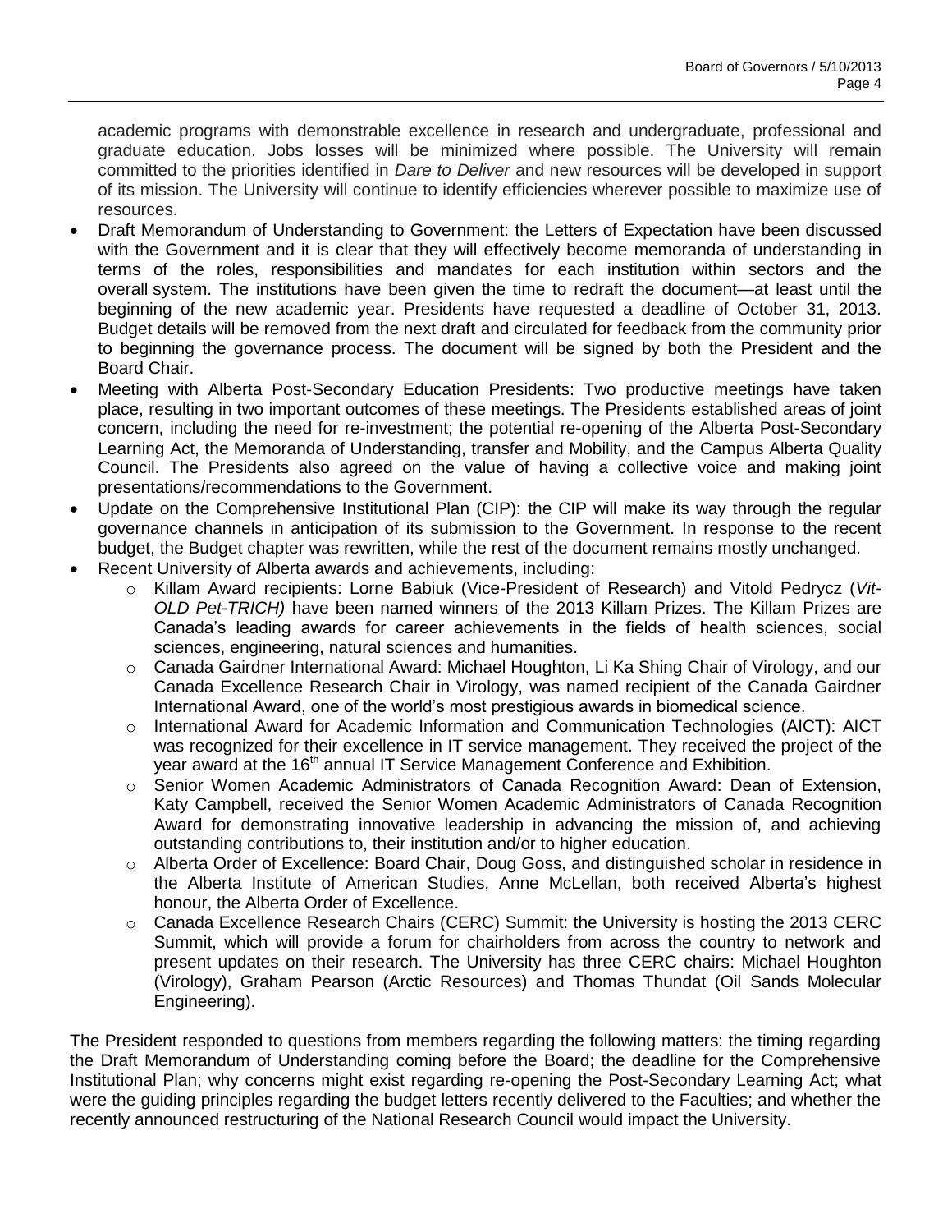academic programs with demonstrable excellence in research and undergraduate, professional and graduate education. Jobs losses will be minimized where possible. The University will remain committed to the priorities identified in *Dare to Deliver* and new resources will be developed in support of its mission. The University will continue to identify efficiencies wherever possible to maximize use of resources.

- Draft Memorandum of Understanding to Government: the Letters of Expectation have been discussed with the Government and it is clear that they will effectively become memoranda of understanding in terms of the roles, responsibilities and mandates for each institution within sectors and the overall system. The institutions have been given the time to redraft the document—at least until the beginning of the new academic year. Presidents have requested a deadline of October 31, 2013. Budget details will be removed from the next draft and circulated for feedback from the community prior to beginning the governance process. The document will be signed by both the President and the Board Chair.
- Meeting with Alberta Post-Secondary Education Presidents: Two productive meetings have taken place, resulting in two important outcomes of these meetings. The Presidents established areas of joint concern, including the need for re-investment; the potential re-opening of the Alberta Post-Secondary Learning Act, the Memoranda of Understanding, transfer and Mobility, and the Campus Alberta Quality Council. The Presidents also agreed on the value of having a collective voice and making joint presentations/recommendations to the Government.
- Update on the Comprehensive Institutional Plan (CIP): the CIP will make its way through the regular governance channels in anticipation of its submission to the Government. In response to the recent budget, the Budget chapter was rewritten, while the rest of the document remains mostly unchanged.
- Recent University of Alberta awards and achievements, including:
  - Killam Award recipients: Lorne Babiuk (Vice-President of Research) and Vitold Pedrycz (*Vit-OLD Pet-TRICH)* have been named winners of the 2013 Killam Prizes. The Killam Prizes are Canada's leading awards for career achievements in the fields of health sciences, social sciences, engineering, natural sciences and humanities.
  - Canada Gairdner International Award: Michael Houghton, Li Ka Shing Chair of Virology, and our Canada Excellence Research Chair in Virology, was named recipient of the Canada Gairdner International Award, one of the world's most prestigious awards in biomedical science.
  - International Award for Academic Information and Communication Technologies (AICT): AICT was recognized for their excellence in IT service management. They received the project of the year award at the 16th annual IT Service Management Conference and Exhibition.
  - Senior Women Academic Administrators of Canada Recognition Award: Dean of Extension, Katy Campbell, received the Senior Women Academic Administrators of Canada Recognition Award for demonstrating innovative leadership in advancing the mission of, and achieving outstanding contributions to, their institution and/or to higher education.
  - Alberta Order of Excellence: Board Chair, Doug Goss, and distinguished scholar in residence in the Alberta Institute of American Studies, Anne McLellan, both received Alberta's highest honour, the Alberta Order of Excellence.
  - Canada Excellence Research Chairs (CERC) Summit: the University is hosting the 2013 CERC Summit, which will provide a forum for chairholders from across the country to network and present updates on their research. The University has three CERC chairs: Michael Houghton (Virology), Graham Pearson (Arctic Resources) and Thomas Thundat (Oil Sands Molecular Engineering).

The President responded to questions from members regarding the following matters: the timing regarding the Draft Memorandum of Understanding coming before the Board; the deadline for the Comprehensive Institutional Plan; why concerns might exist regarding re-opening the Post-Secondary Learning Act; what were the guiding principles regarding the budget letters recently delivered to the Faculties; and whether the recently announced restructuring of the National Research Council would impact the University.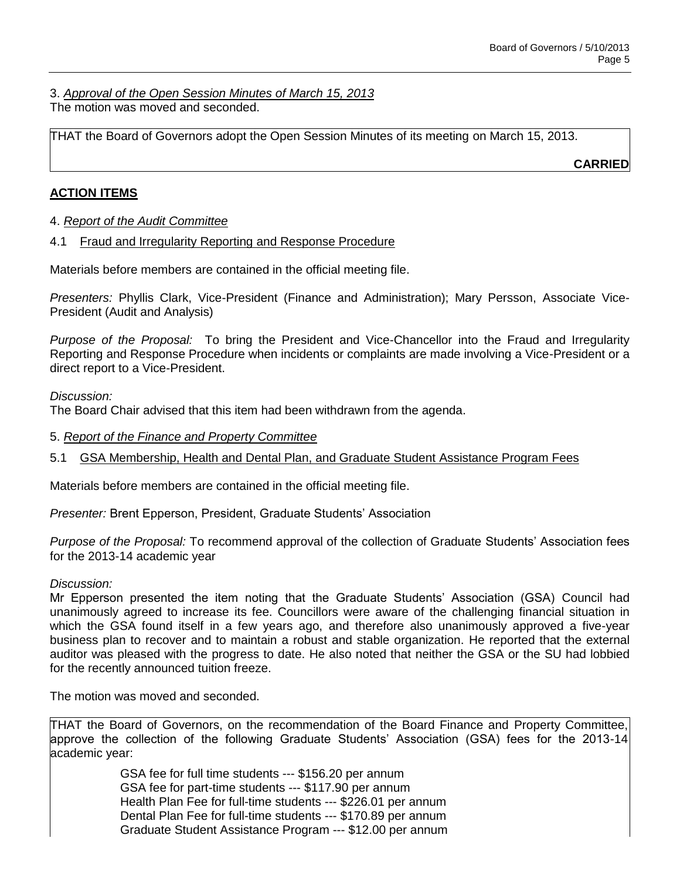3. *Approval of the Open Session Minutes of March 15, 2013*
The motion was moved and seconded.

> THAT the Board of Governors adopt the Open Session Minutes of its meeting on March 15, 2013.
>
> **CARRIED**

## ACTION ITEMS

4. *Report of the Audit Committee*

4.1 Fraud and Irregularity Reporting and Response Procedure

Materials before members are contained in the official meeting file.

*Presenters:* Phyllis Clark, Vice-President (Finance and Administration); Mary Persson, Associate Vice-President (Audit and Analysis)

*Purpose of the Proposal:* To bring the President and Vice-Chancellor into the Fraud and Irregularity Reporting and Response Procedure when incidents or complaints are made involving a Vice-President or a direct report to a Vice-President.

*Discussion:*
The Board Chair advised that this item had been withdrawn from the agenda.

5. *Report of the Finance and Property Committee*

5.1 GSA Membership, Health and Dental Plan, and Graduate Student Assistance Program Fees

Materials before members are contained in the official meeting file.

*Presenter:* Brent Epperson, President, Graduate Students' Association

*Purpose of the Proposal:* To recommend approval of the collection of Graduate Students' Association fees for the 2013-14 academic year

*Discussion:*
Mr Epperson presented the item noting that the Graduate Students' Association (GSA) Council had unanimously agreed to increase its fee. Councillors were aware of the challenging financial situation in which the GSA found itself in a few years ago, and therefore also unanimously approved a five-year business plan to recover and to maintain a robust and stable organization. He reported that the external auditor was pleased with the progress to date. He also noted that neither the GSA or the SU had lobbied for the recently announced tuition freeze.

The motion was moved and seconded.

> THAT the Board of Governors, on the recommendation of the Board Finance and Property Committee, approve the collection of the following Graduate Students' Association (GSA) fees for the 2013-14 academic year:
>
> GSA fee for full time students --- $156.20 per annum
> GSA fee for part-time students --- $117.90 per annum
> Health Plan Fee for full-time students --- $226.01 per annum
> Dental Plan Fee for full-time students --- $170.89 per annum
> Graduate Student Assistance Program --- $12.00 per annum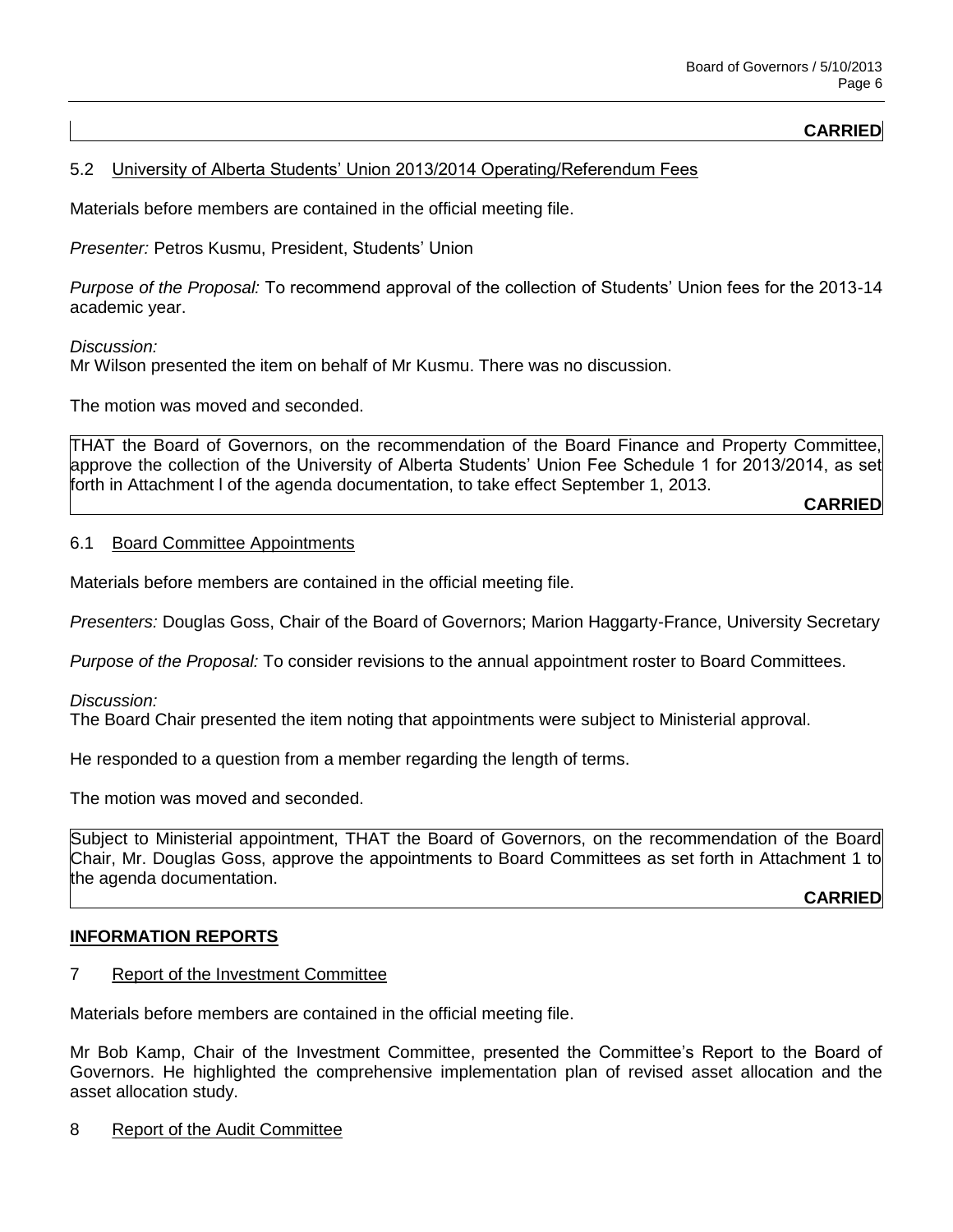**CARRIED**

## 5.2 University of Alberta Students' Union 2013/2014 Operating/Referendum Fees

Materials before members are contained in the official meeting file.

*Presenter:* Petros Kusmu, President, Students' Union

*Purpose of the Proposal:* To recommend approval of the collection of Students' Union fees for the 2013-14 academic year.

*Discussion:*
Mr Wilson presented the item on behalf of Mr Kusmu. There was no discussion.

The motion was moved and seconded.

THAT the Board of Governors, on the recommendation of the Board Finance and Property Committee, approve the collection of the University of Alberta Students' Union Fee Schedule 1 for 2013/2014, as set forth in Attachment l of the agenda documentation, to take effect September 1, 2013.

**CARRIED**

## 6.1 Board Committee Appointments

Materials before members are contained in the official meeting file.

*Presenters:* Douglas Goss, Chair of the Board of Governors; Marion Haggarty-France, University Secretary

*Purpose of the Proposal:* To consider revisions to the annual appointment roster to Board Committees.

*Discussion:*
The Board Chair presented the item noting that appointments were subject to Ministerial approval.

He responded to a question from a member regarding the length of terms.

The motion was moved and seconded.

Subject to Ministerial appointment, THAT the Board of Governors, on the recommendation of the Board Chair, Mr. Douglas Goss, approve the appointments to Board Committees as set forth in Attachment 1 to the agenda documentation.

**CARRIED**

## INFORMATION REPORTS

## 7 Report of the Investment Committee

Materials before members are contained in the official meeting file.

Mr Bob Kamp, Chair of the Investment Committee, presented the Committee's Report to the Board of Governors. He highlighted the comprehensive implementation plan of revised asset allocation and the asset allocation study.

## 8 Report of the Audit Committee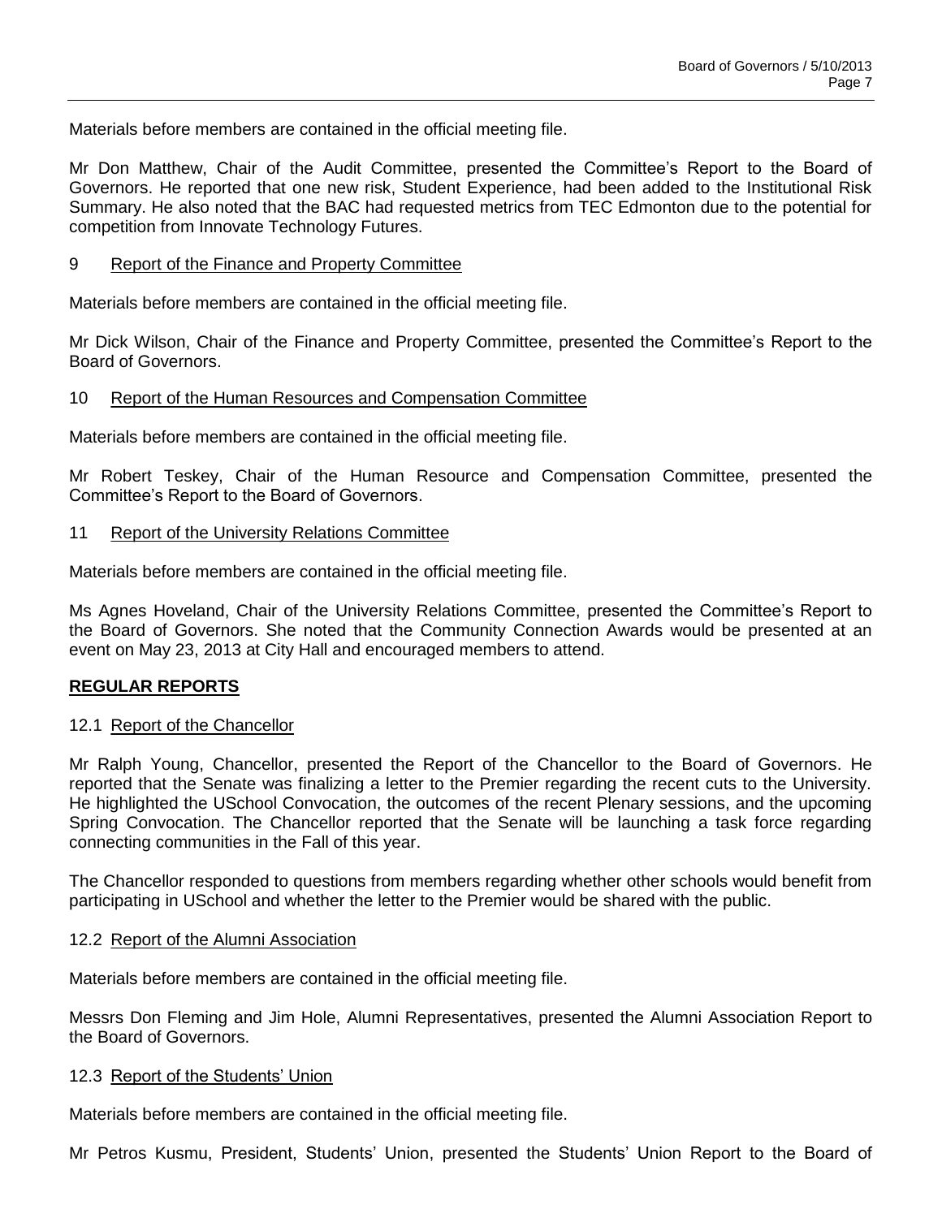Materials before members are contained in the official meeting file.

Mr Don Matthew, Chair of the Audit Committee, presented the Committee's Report to the Board of Governors. He reported that one new risk, Student Experience, had been added to the Institutional Risk Summary. He also noted that the BAC had requested metrics from TEC Edmonton due to the potential for competition from Innovate Technology Futures.

9 Report of the Finance and Property Committee

Materials before members are contained in the official meeting file.

Mr Dick Wilson, Chair of the Finance and Property Committee, presented the Committee's Report to the Board of Governors.

10 Report of the Human Resources and Compensation Committee

Materials before members are contained in the official meeting file.

Mr Robert Teskey, Chair of the Human Resource and Compensation Committee, presented the Committee's Report to the Board of Governors.

11 Report of the University Relations Committee

Materials before members are contained in the official meeting file.

Ms Agnes Hoveland, Chair of the University Relations Committee, presented the Committee's Report to the Board of Governors. She noted that the Community Connection Awards would be presented at an event on May 23, 2013 at City Hall and encouraged members to attend.

**REGULAR REPORTS**

12.1 Report of the Chancellor

Mr Ralph Young, Chancellor, presented the Report of the Chancellor to the Board of Governors. He reported that the Senate was finalizing a letter to the Premier regarding the recent cuts to the University. He highlighted the USchool Convocation, the outcomes of the recent Plenary sessions, and the upcoming Spring Convocation. The Chancellor reported that the Senate will be launching a task force regarding connecting communities in the Fall of this year.

The Chancellor responded to questions from members regarding whether other schools would benefit from participating in USchool and whether the letter to the Premier would be shared with the public.

12.2 Report of the Alumni Association

Materials before members are contained in the official meeting file.

Messrs Don Fleming and Jim Hole, Alumni Representatives, presented the Alumni Association Report to the Board of Governors.

12.3 Report of the Students' Union

Materials before members are contained in the official meeting file.

Mr Petros Kusmu, President, Students' Union, presented the Students' Union Report to the Board of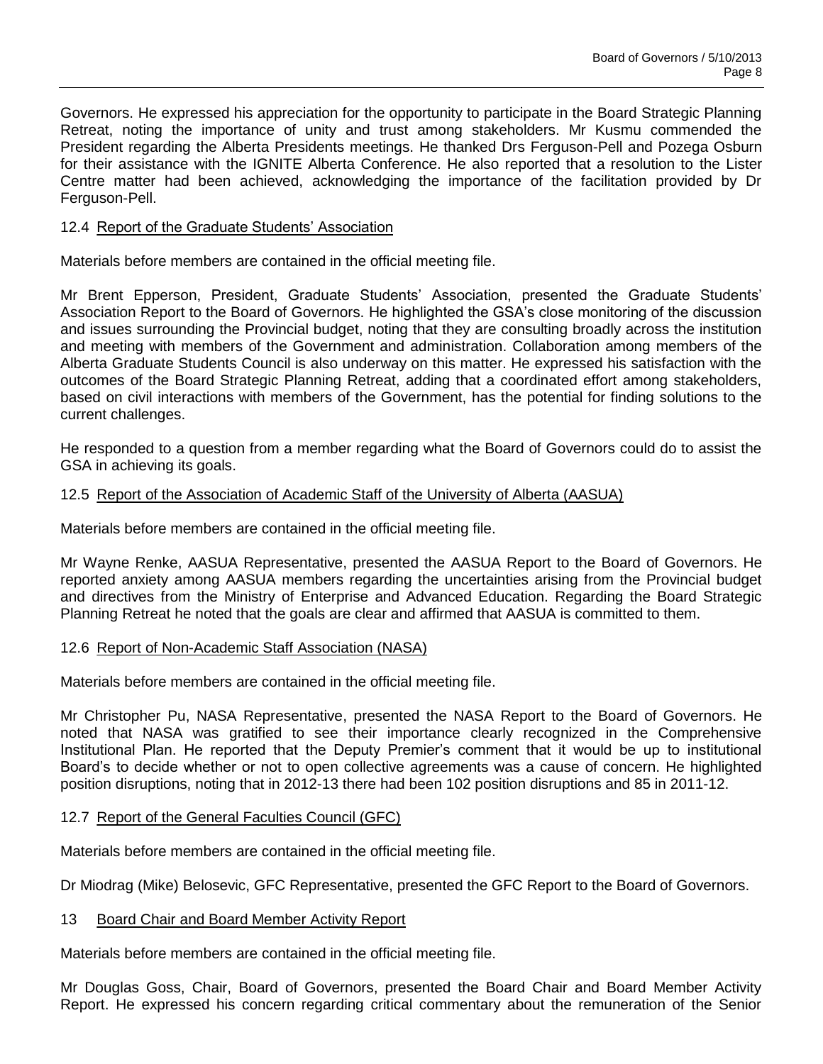Governors. He expressed his appreciation for the opportunity to participate in the Board Strategic Planning Retreat, noting the importance of unity and trust among stakeholders. Mr Kusmu commended the President regarding the Alberta Presidents meetings. He thanked Drs Ferguson-Pell and Pozega Osburn for their assistance with the IGNITE Alberta Conference. He also reported that a resolution to the Lister Centre matter had been achieved, acknowledging the importance of the facilitation provided by Dr Ferguson-Pell.

## 12.4 Report of the Graduate Students' Association

Materials before members are contained in the official meeting file.

Mr Brent Epperson, President, Graduate Students' Association, presented the Graduate Students' Association Report to the Board of Governors. He highlighted the GSA's close monitoring of the discussion and issues surrounding the Provincial budget, noting that they are consulting broadly across the institution and meeting with members of the Government and administration. Collaboration among members of the Alberta Graduate Students Council is also underway on this matter. He expressed his satisfaction with the outcomes of the Board Strategic Planning Retreat, adding that a coordinated effort among stakeholders, based on civil interactions with members of the Government, has the potential for finding solutions to the current challenges.

He responded to a question from a member regarding what the Board of Governors could do to assist the GSA in achieving its goals.

## 12.5 Report of the Association of Academic Staff of the University of Alberta (AASUA)

Materials before members are contained in the official meeting file.

Mr Wayne Renke, AASUA Representative, presented the AASUA Report to the Board of Governors. He reported anxiety among AASUA members regarding the uncertainties arising from the Provincial budget and directives from the Ministry of Enterprise and Advanced Education. Regarding the Board Strategic Planning Retreat he noted that the goals are clear and affirmed that AASUA is committed to them.

## 12.6 Report of Non-Academic Staff Association (NASA)

Materials before members are contained in the official meeting file.

Mr Christopher Pu, NASA Representative, presented the NASA Report to the Board of Governors. He noted that NASA was gratified to see their importance clearly recognized in the Comprehensive Institutional Plan. He reported that the Deputy Premier's comment that it would be up to institutional Board's to decide whether or not to open collective agreements was a cause of concern. He highlighted position disruptions, noting that in 2012-13 there had been 102 position disruptions and 85 in 2011-12.

## 12.7 Report of the General Faculties Council (GFC)

Materials before members are contained in the official meeting file.

Dr Miodrag (Mike) Belosevic, GFC Representative, presented the GFC Report to the Board of Governors.

## 13 Board Chair and Board Member Activity Report

Materials before members are contained in the official meeting file.

Mr Douglas Goss, Chair, Board of Governors, presented the Board Chair and Board Member Activity Report. He expressed his concern regarding critical commentary about the remuneration of the Senior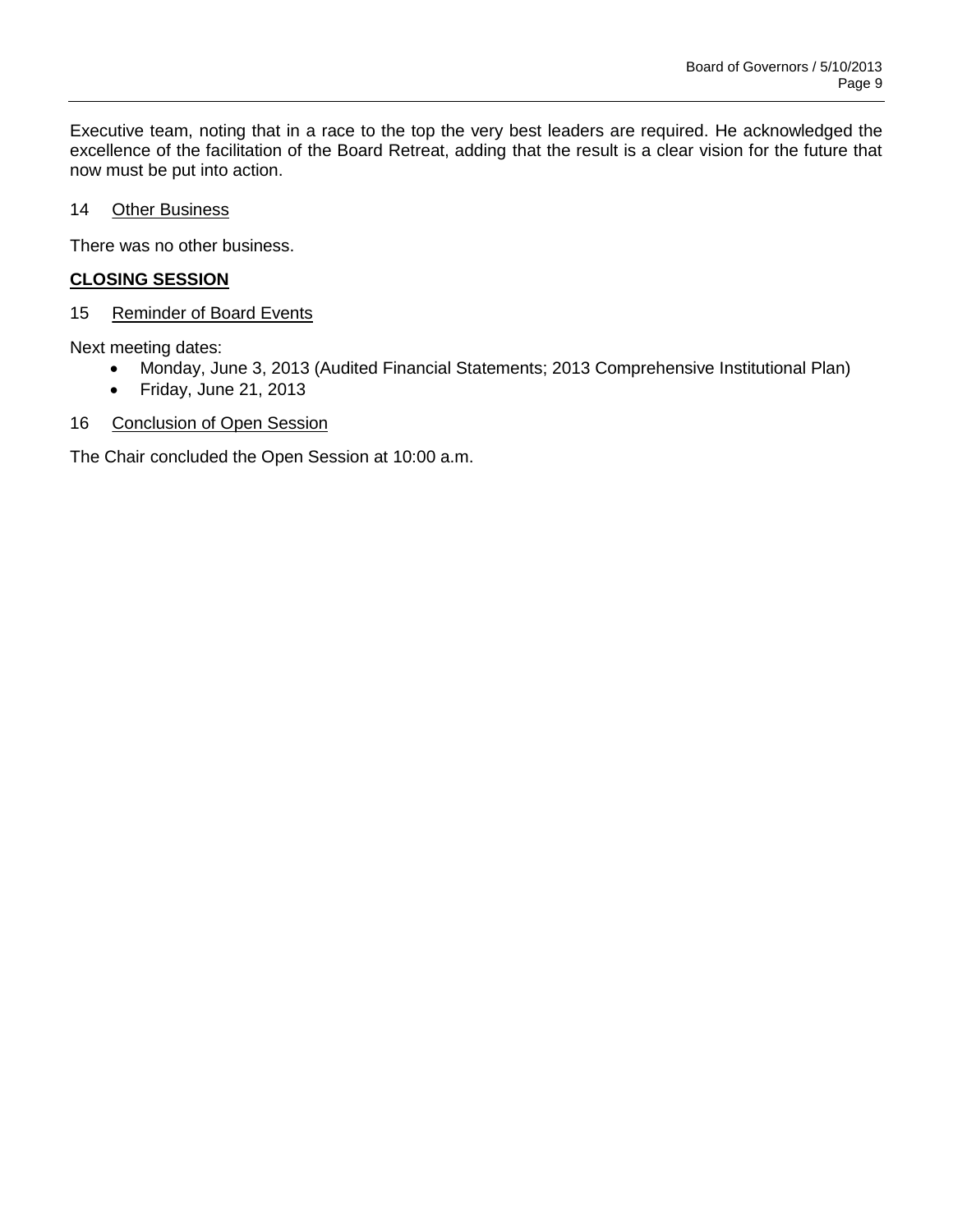Executive team, noting that in a race to the top the very best leaders are required. He acknowledged the excellence of the facilitation of the Board Retreat, adding that the result is a clear vision for the future that now must be put into action.

## 14 Other Business

There was no other business.

## CLOSING SESSION

## 15 Reminder of Board Events

Next meeting dates:

- Monday, June 3, 2013 (Audited Financial Statements; 2013 Comprehensive Institutional Plan)
- Friday, June 21, 2013

## 16 Conclusion of Open Session

The Chair concluded the Open Session at 10:00 a.m.